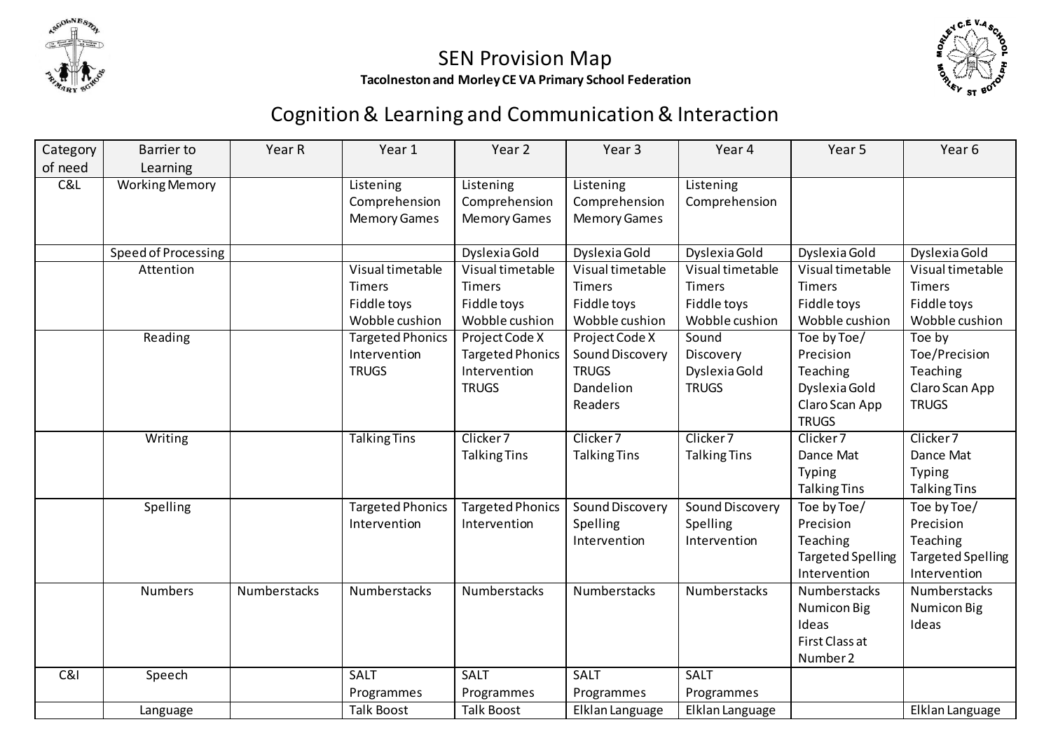# SEN Provision Map

**Tacolneston and Morley CE VA Primary School Federation**

## Cognition & Learning and Communication & Interaction

| Category of need | Barrier to Learning | Year R | Year 1 | Year 2 | Year 3 | Year 4 | Year 5 | Year 6 |
|---|---|---|---|---|---|---|---|---|
| C&L | Working Memory | | Listening Comprehension Memory Games | Listening Comprehension Memory Games | Listening Comprehension Memory Games | Listening Comprehension | | |
| | Speed of Processing | | | Dyslexia Gold | Dyslexia Gold | Dyslexia Gold | Dyslexia Gold | Dyslexia Gold |
| | Attention | | Visual timetable Timers Fiddle toys Wobble cushion | Visual timetable Timers Fiddle toys Wobble cushion | Visual timetable Timers Fiddle toys Wobble cushion | Visual timetable Timers Fiddle toys Wobble cushion | Visual timetable Timers Fiddle toys Wobble cushion | Visual timetable Timers Fiddle toys Wobble cushion |
| | Reading | | Targeted Phonics Intervention TRUGS | Project Code X Targeted Phonics Intervention TRUGS | Project Code X Sound Discovery TRUGS Dandelion Readers | Sound Discovery Dyslexia Gold TRUGS | Toe by Toe/ Precision Teaching Dyslexia Gold Claro Scan App TRUGS | Toe by Toe/Precision Teaching Claro Scan App TRUGS |
| | Writing | | Talking Tins | Clicker 7 Talking Tins | Clicker 7 Talking Tins | Clicker 7 Talking Tins | Clicker 7 Dance Mat Typing Talking Tins | Clicker 7 Dance Mat Typing Talking Tins |
| | Spelling | | Targeted Phonics Intervention | Targeted Phonics Intervention | Sound Discovery Spelling Intervention | Sound Discovery Spelling Intervention | Toe by Toe/ Precision Teaching Targeted Spelling Intervention | Toe by Toe/ Precision Teaching Targeted Spelling Intervention |
| | Numbers | Numberstacks | Numberstacks | Numberstacks | Numberstacks | Numberstacks | Numberstacks Numicon Big Ideas First Class at Number 2 | Numberstacks Numicon Big Ideas |
| C&I | Speech | | SALT Programmes | SALT Programmes | SALT Programmes | SALT Programmes | | |
| | Language | | Talk Boost | Talk Boost | Elklan Language | Elklan Language | | Elklan Language |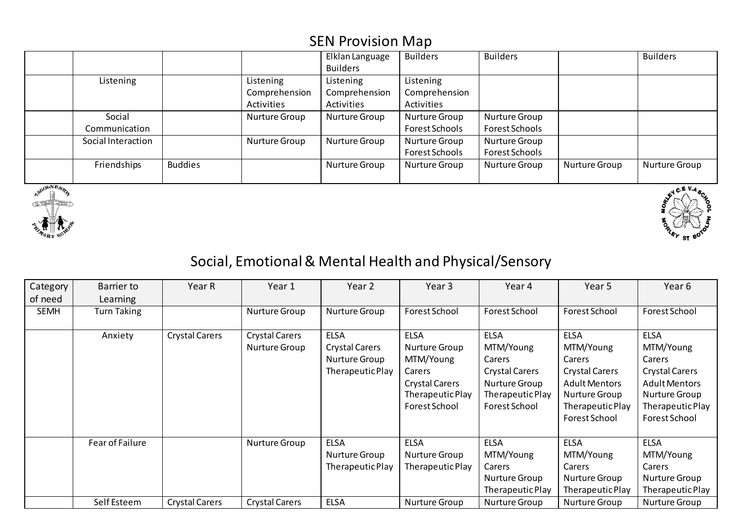# SEN Provision Map

| | | | | | | | | |
|---|---|---|---|---|---|---|---|---|
| | | | | Elklan Language Builders | Builders | Builders | | Builders |
| | Listening | | Listening Comprehension Activities | Listening Comprehension Activities | Listening Comprehension Activities | | | |
| | Social Communication | | Nurture Group | Nurture Group | Nurture Group Forest Schools | Nurture Group Forest Schools | | |
| | Social Interaction | | Nurture Group | Nurture Group | Nurture Group Forest Schools | Nurture Group Forest Schools | | |
| | Friendships | Buddies | | Nurture Group | Nurture Group | Nurture Group | Nurture Group | Nurture Group |

## Social, Emotional & Mental Health and Physical/Sensory

| Category of need | Barrier to Learning | Year R | Year 1 | Year 2 | Year 3 | Year 4 | Year 5 | Year 6 |
|---|---|---|---|---|---|---|---|---|
| SEMH | Turn Taking | | Nurture Group | Nurture Group | Forest School | Forest School | Forest School | Forest School |
| | Anxiety | Crystal Carers | Crystal Carers Nurture Group | ELSA Crystal Carers Nurture Group Therapeutic Play | ELSA Nurture Group MTM/Young Carers Crystal Carers Therapeutic Play Forest School | ELSA MTM/Young Carers Crystal Carers Nurture Group Therapeutic Play Forest School | ELSA MTM/Young Carers Crystal Carers Adult Mentors Nurture Group Therapeutic Play Forest School | ELSA MTM/Young Carers Crystal Carers Adult Mentors Nurture Group Therapeutic Play Forest School |
| | Fear of Failure | | Nurture Group | ELSA Nurture Group Therapeutic Play | ELSA Nurture Group Therapeutic Play | ELSA MTM/Young Carers Nurture Group Therapeutic Play | ELSA MTM/Young Carers Nurture Group Therapeutic Play | ELSA MTM/Young Carers Nurture Group Therapeutic Play |
| | Self Esteem | Crystal Carers | Crystal Carers | ELSA | Nurture Group | Nurture Group | Nurture Group | Nurture Group |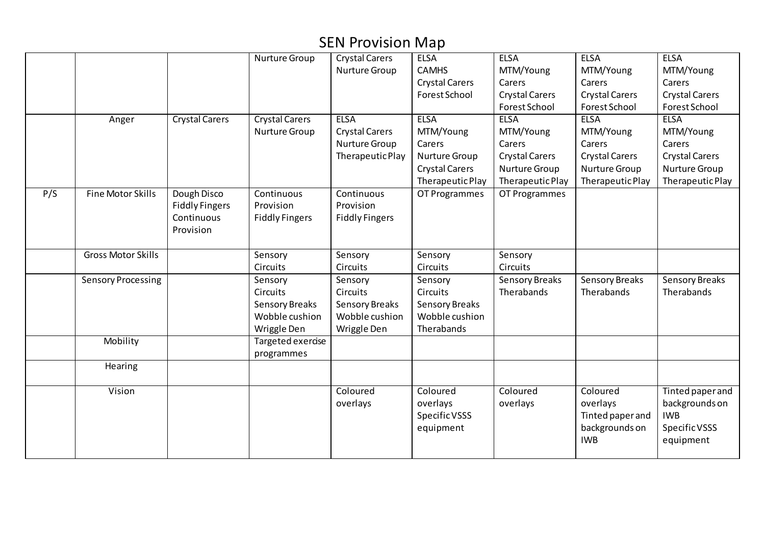# SEN Provision Map

| | | | | | | | | | |
|---|---|---|---|---|---|---|---|---|---|
| | | | Nurture Group | Crystal Carers Nurture Group | ELSA CAMHS Crystal Carers Forest School | ELSA MTM/Young Carers Crystal Carers Forest School | ELSA MTM/Young Carers Crystal Carers Forest School | ELSA MTM/Young Carers Crystal Carers Forest School |
| | Anger | Crystal Carers | Crystal Carers Nurture Group | ELSA Crystal Carers Nurture Group Therapeutic Play | ELSA MTM/Young Carers Nurture Group Crystal Carers Therapeutic Play | ELSA MTM/Young Carers Crystal Carers Nurture Group Therapeutic Play | ELSA MTM/Young Carers Crystal Carers Nurture Group Therapeutic Play | ELSA MTM/Young Carers Crystal Carers Nurture Group Therapeutic Play |
| P/S | Fine Motor Skills | Dough Disco Fiddly Fingers Continuous Provision | Continuous Provision Fiddly Fingers | Continuous Provision Fiddly Fingers | OT Programmes | OT Programmes | | |
| | Gross Motor Skills | | Sensory Circuits | Sensory Circuits | Sensory Circuits | Sensory Circuits | | |
| | Sensory Processing | | Sensory Circuits Sensory Breaks Wobble cushion Wriggle Den | Sensory Circuits Sensory Breaks Wobble cushion Wriggle Den | Sensory Circuits Sensory Breaks Wobble cushion Therabands | Sensory Breaks Therabands | Sensory Breaks Therabands | Sensory Breaks Therabands |
| | Mobility | | Targeted exercise programmes | | | | | |
| | Hearing | | | | | | | |
| | Vision | | | Coloured overlays | Coloured overlays Specific VSSS equipment | Coloured overlays | Coloured overlays Tinted paper and backgrounds on IWB | Tinted paper and backgrounds on IWB Specific VSSS equipment |